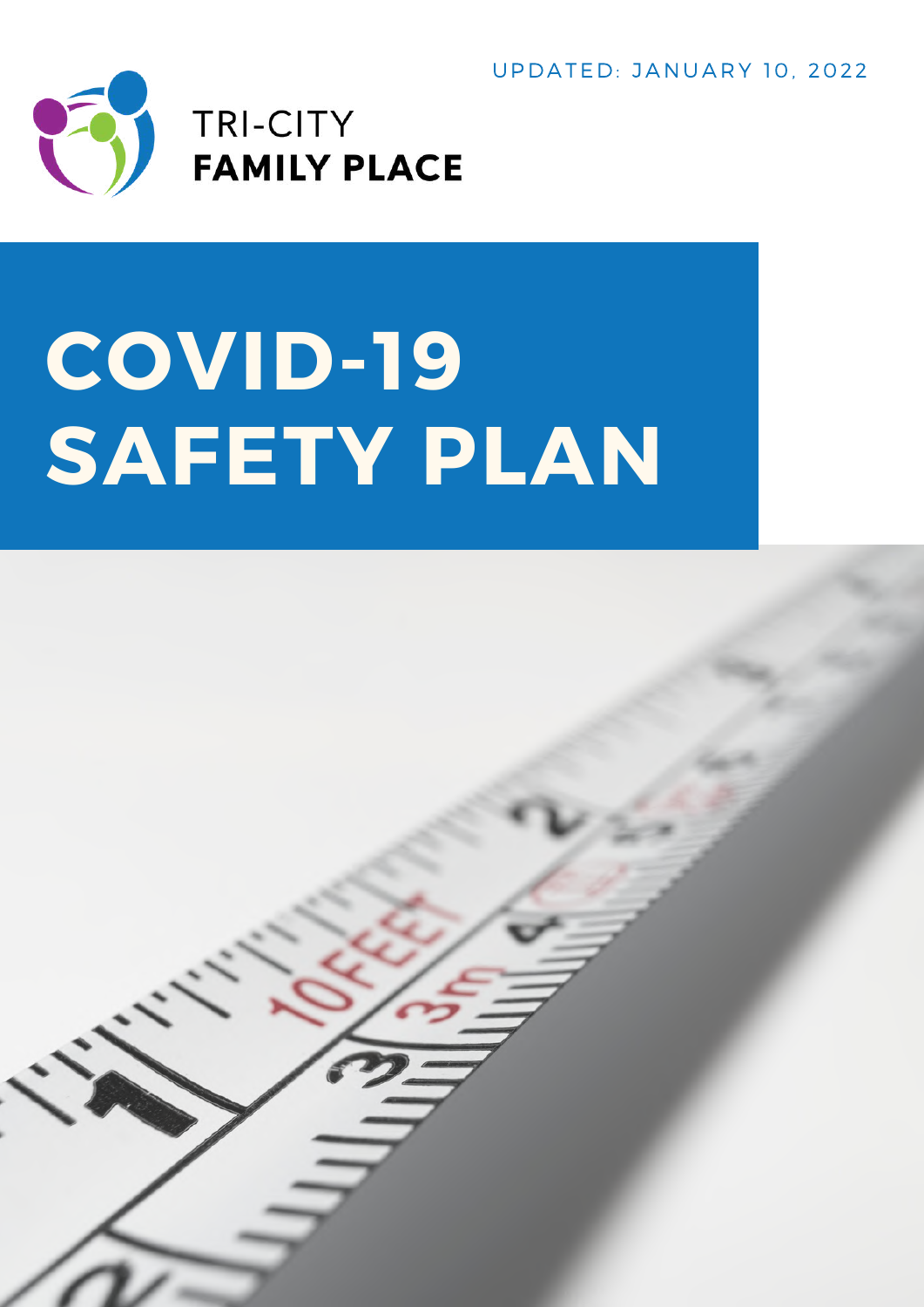UPDATED: JANUARY 10, 2022

TRI-CITY
**FAMILY PLACE**

# COVID-19 SAFETY PLAN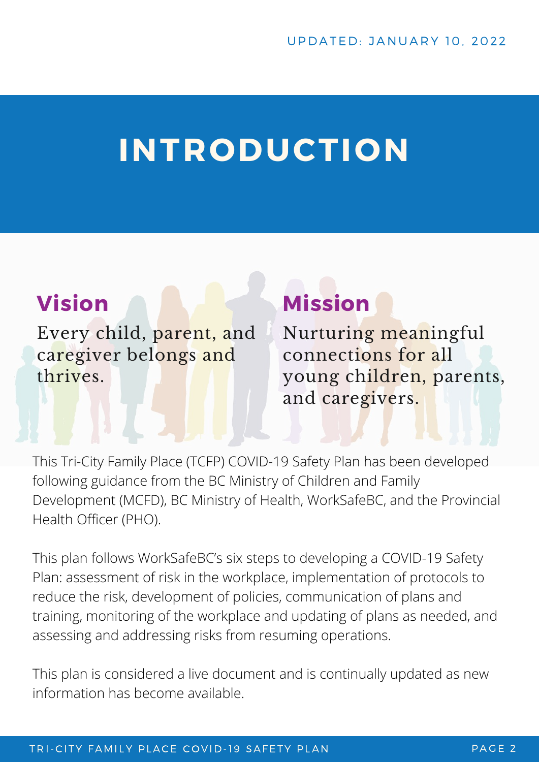UPDATED: JANUARY 10, 2022

# INTRODUCTION

## Vision

Every child, parent, and caregiver belongs and thrives.

## Mission

Nurturing meaningful connections for all young children, parents, and caregivers.

This Tri-City Family Place (TCFP) COVID-19 Safety Plan has been developed following guidance from the BC Ministry of Children and Family Development (MCFD), BC Ministry of Health, WorkSafeBC, and the Provincial Health Officer (PHO).

This plan follows WorkSafeBC's six steps to developing a COVID-19 Safety Plan: assessment of risk in the workplace, implementation of protocols to reduce the risk, development of policies, communication of plans and training, monitoring of the workplace and updating of plans as needed, and assessing and addressing risks from resuming operations.

This plan is considered a live document and is continually updated as new information has become available.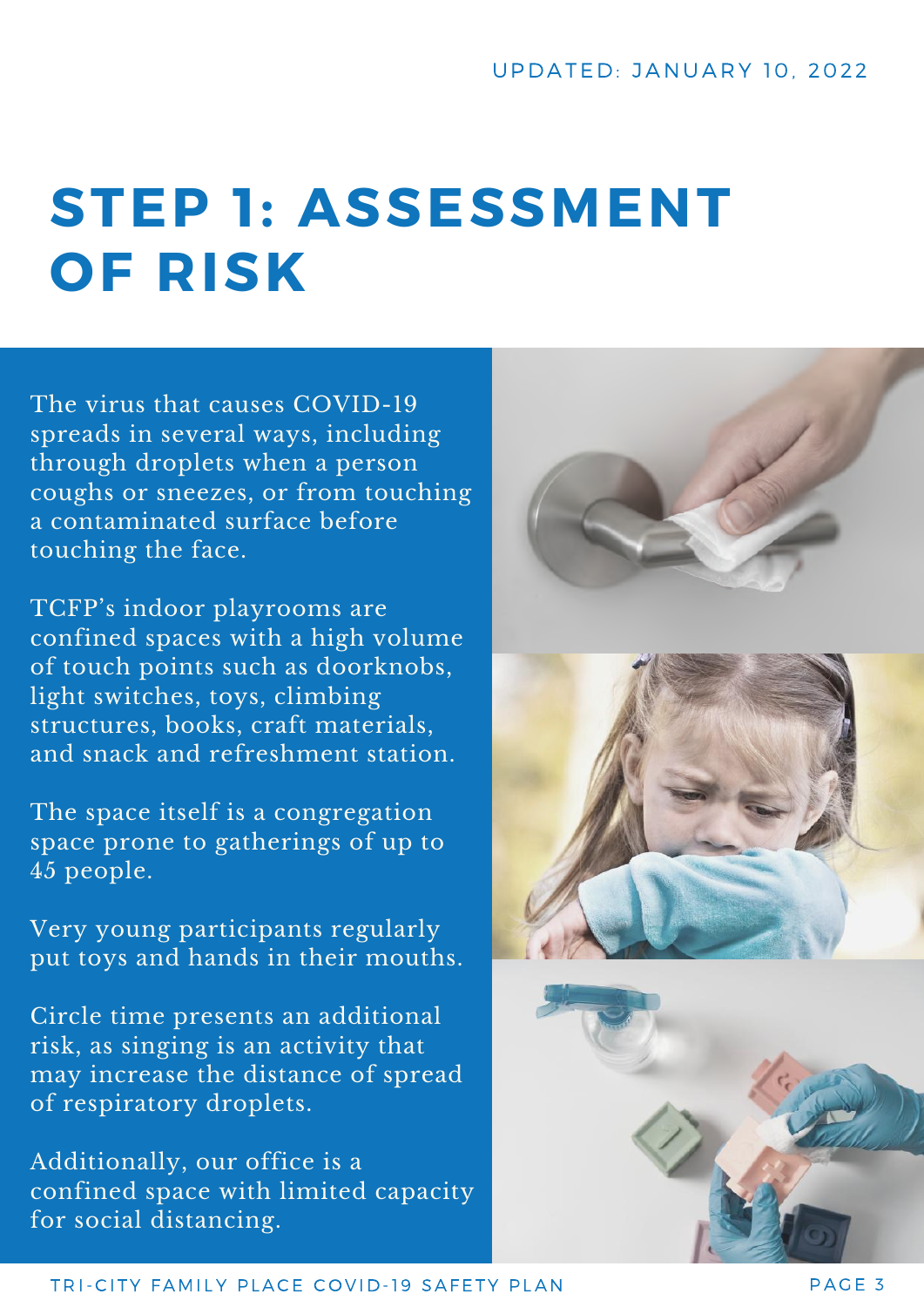UPDATED: JANUARY 10, 2022

# STEP 1: ASSESSMENT OF RISK

The virus that causes COVID-19 spreads in several ways, including through droplets when a person coughs or sneezes, or from touching a contaminated surface before touching the face.

TCFP's indoor playrooms are confined spaces with a high volume of touch points such as doorknobs, light switches, toys, climbing structures, books, craft materials, and snack and refreshment station.

The space itself is a congregation space prone to gatherings of up to 45 people.

Very young participants regularly put toys and hands in their mouths.

Circle time presents an additional risk, as singing is an activity that may increase the distance of spread of respiratory droplets.

Additionally, our office is a confined space with limited capacity for social distancing.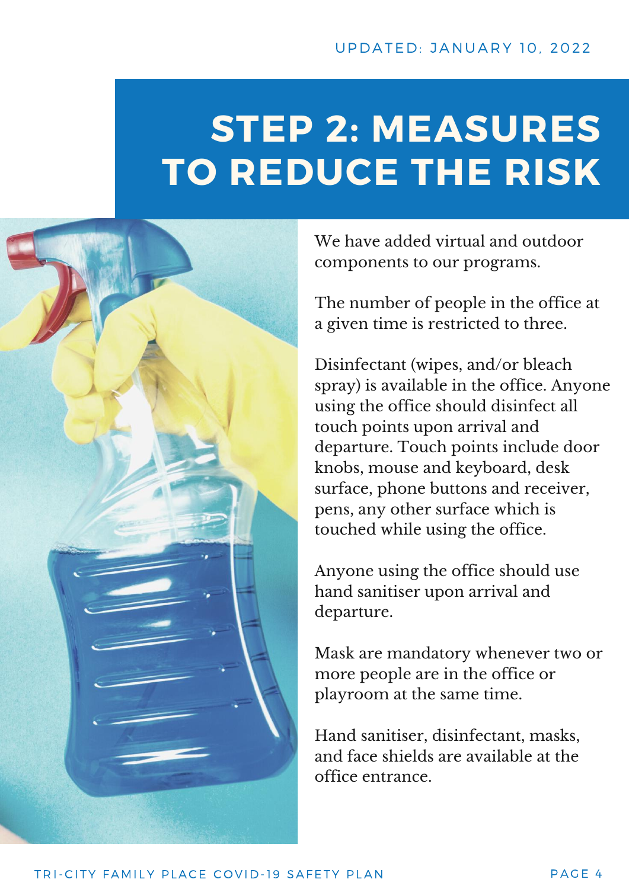UPDATED: JANUARY 10, 2022

# STEP 2: MEASURES TO REDUCE THE RISK

We have added virtual and outdoor components to our programs.

The number of people in the office at a given time is restricted to three.

Disinfectant (wipes, and/or bleach spray) is available in the office. Anyone using the office should disinfect all touch points upon arrival and departure. Touch points include door knobs, mouse and keyboard, desk surface, phone buttons and receiver, pens, any other surface which is touched while using the office.

Anyone using the office should use hand sanitiser upon arrival and departure.

Mask are mandatory whenever two or more people are in the office or playroom at the same time.

Hand sanitiser, disinfectant, masks, and face shields are available at the office entrance.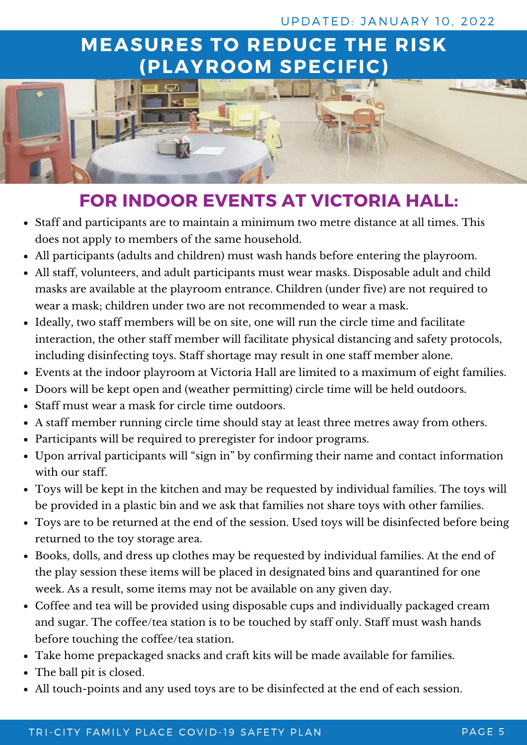UPDATED: JANUARY 10, 2022

# MEASURES TO REDUCE THE RISK (PLAYROOM SPECIFIC)

## FOR INDOOR EVENTS AT VICTORIA HALL:

- Staff and participants are to maintain a minimum two metre distance at all times. This does not apply to members of the same household.
- All participants (adults and children) must wash hands before entering the playroom.
- All staff, volunteers, and adult participants must wear masks. Disposable adult and child masks are available at the playroom entrance. Children (under five) are not required to wear a mask; children under two are not recommended to wear a mask.
- Ideally, two staff members will be on site, one will run the circle time and facilitate interaction, the other staff member will facilitate physical distancing and safety protocols, including disinfecting toys. Staff shortage may result in one staff member alone.
- Events at the indoor playroom at Victoria Hall are limited to a maximum of eight families.
- Doors will be kept open and (weather permitting) circle time will be held outdoors.
- Staff must wear a mask for circle time outdoors.
- A staff member running circle time should stay at least three metres away from others.
- Participants will be required to preregister for indoor programs.
- Upon arrival participants will "sign in" by confirming their name and contact information with our staff.
- Toys will be kept in the kitchen and may be requested by individual families. The toys will be provided in a plastic bin and we ask that families not share toys with other families.
- Toys are to be returned at the end of the session. Used toys will be disinfected before being returned to the toy storage area.
- Books, dolls, and dress up clothes may be requested by individual families. At the end of the play session these items will be placed in designated bins and quarantined for one week. As a result, some items may not be available on any given day.
- Coffee and tea will be provided using disposable cups and individually packaged cream and sugar. The coffee/tea station is to be touched by staff only. Staff must wash hands before touching the coffee/tea station.
- Take home prepackaged snacks and craft kits will be made available for families.
- The ball pit is closed.
- All touch-points and any used toys are to be disinfected at the end of each session.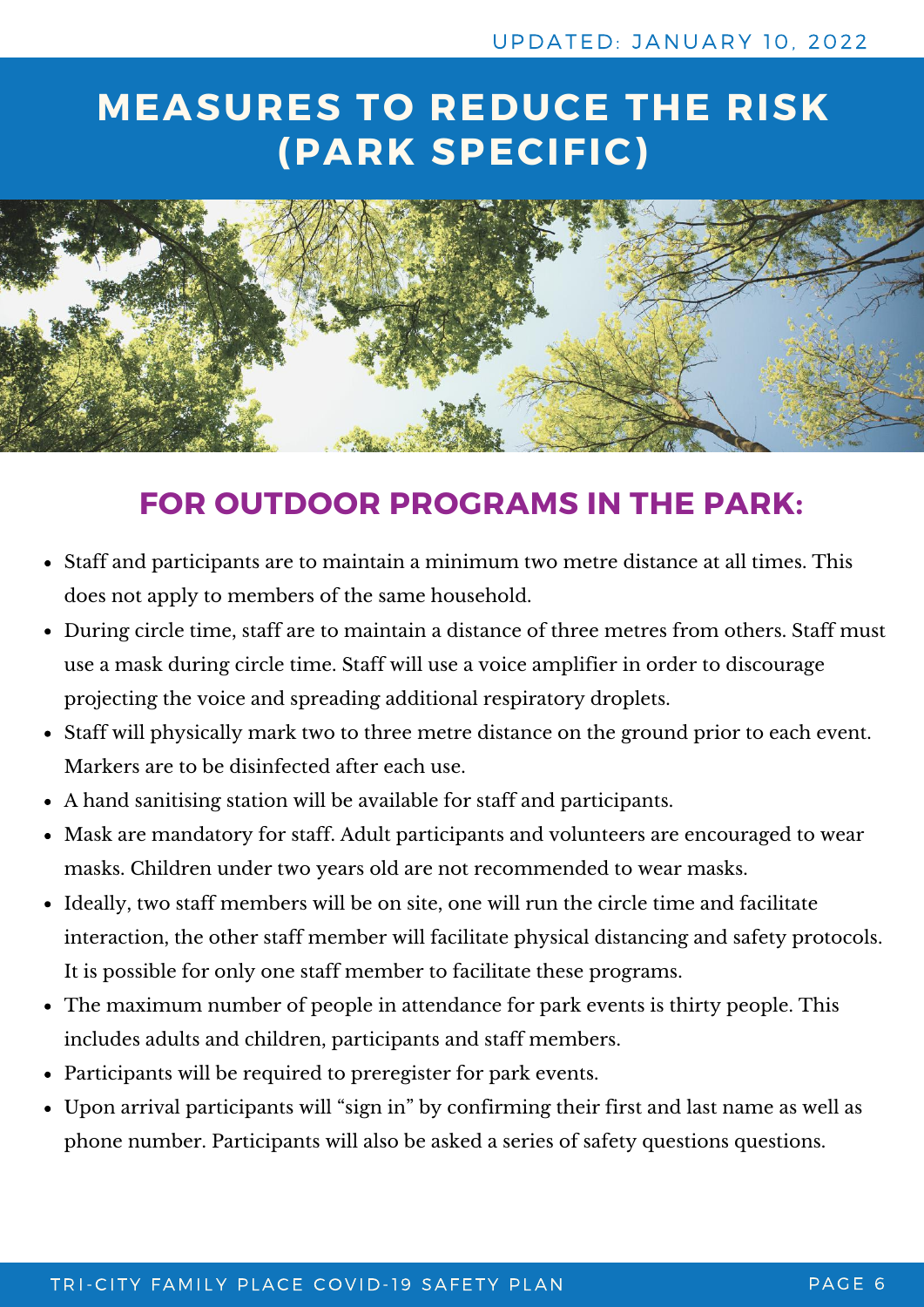UPDATED: JANUARY 10, 2022

# MEASURES TO REDUCE THE RISK (PARK SPECIFIC)

## FOR OUTDOOR PROGRAMS IN THE PARK:

- Staff and participants are to maintain a minimum two metre distance at all times. This does not apply to members of the same household.
- During circle time, staff are to maintain a distance of three metres from others. Staff must use a mask during circle time. Staff will use a voice amplifier in order to discourage projecting the voice and spreading additional respiratory droplets.
- Staff will physically mark two to three metre distance on the ground prior to each event. Markers are to be disinfected after each use.
- A hand sanitising station will be available for staff and participants.
- Mask are mandatory for staff. Adult participants and volunteers are encouraged to wear masks. Children under two years old are not recommended to wear masks.
- Ideally, two staff members will be on site, one will run the circle time and facilitate interaction, the other staff member will facilitate physical distancing and safety protocols. It is possible for only one staff member to facilitate these programs.
- The maximum number of people in attendance for park events is thirty people. This includes adults and children, participants and staff members.
- Participants will be required to preregister for park events.
- Upon arrival participants will "sign in" by confirming their first and last name as well as phone number. Participants will also be asked a series of safety questions questions.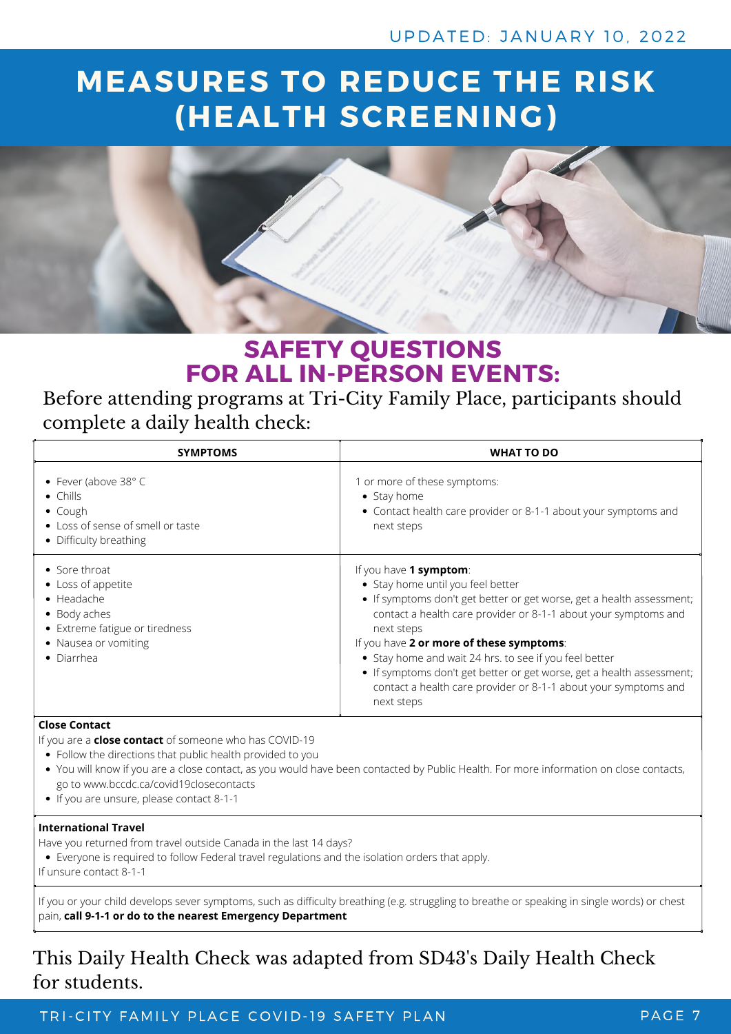UPDATED: JANUARY 10, 2022

# MEASURES TO REDUCE THE RISK (HEALTH SCREENING)

## SAFETY QUESTIONS FOR ALL IN-PERSON EVENTS:

Before attending programs at Tri-City Family Place, participants should complete a daily health check:

| SYMPTOMS | WHAT TO DO |
|---|---|
| • Fever (above 38° C<br>• Chills<br>• Cough<br>• Loss of sense of smell or taste<br>• Difficulty breathing | 1 or more of these symptoms:<br>• Stay home<br>• Contact health care provider or 8-1-1 about your symptoms and next steps |
| • Sore throat<br>• Loss of appetite<br>• Headache<br>• Body aches<br>• Extreme fatigue or tiredness<br>• Nausea or vomiting<br>• Diarrhea | If you have **1 symptom**:<br>• Stay home until you feel better<br>• If symptoms don't get better or get worse, get a health assessment; contact a health care provider or 8-1-1 about your symptoms and next steps<br>If you have **2 or more of these symptoms**:<br>• Stay home and wait 24 hrs. to see if you feel better<br>• If symptoms don't get better or get worse, get a health assessment; contact a health care provider or 8-1-1 about your symptoms and next steps |

**Close Contact**

If you are a **close contact** of someone who has COVID-19

- Follow the directions that public health provided to you
- You will know if you are a close contact, as you would have been contacted by Public Health. For more information on close contacts, go to www.bccdc.ca/covid19closecontacts
- If you are unsure, please contact 8-1-1

**International Travel**

Have you returned from travel outside Canada in the last 14 days?

- Everyone is required to follow Federal travel regulations and the isolation orders that apply.

If unsure contact 8-1-1

If you or your child develops sever symptoms, such as difficulty breathing (e.g. struggling to breathe or speaking in single words) or chest pain, **call 9-1-1 or do to the nearest Emergency Department**

This Daily Health Check was adapted from SD43's Daily Health Check for students.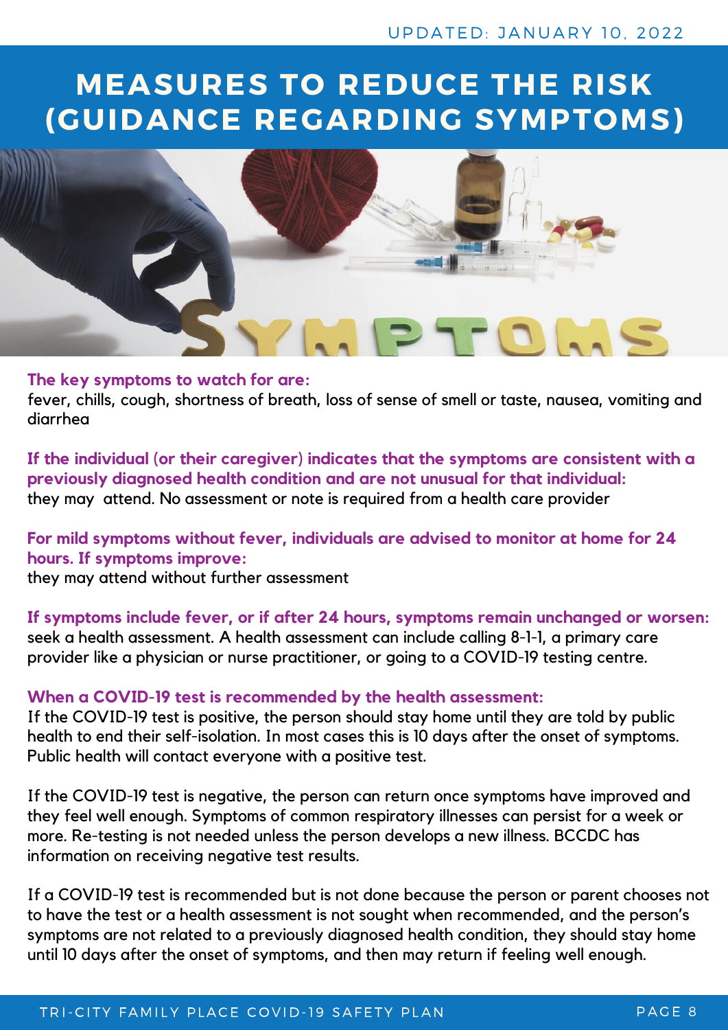UPDATED: JANUARY 10, 2022

# MEASURES TO REDUCE THE RISK (GUIDANCE REGARDING SYMPTOMS)

**The key symptoms to watch for are:**
fever, chills, cough, shortness of breath, loss of sense of smell or taste, nausea, vomiting and diarrhea

**If the individual (or their caregiver) indicates that the symptoms are consistent with a previously diagnosed health condition and are not unusual for that individual:**
they may attend. No assessment or note is required from a health care provider

**For mild symptoms without fever, individuals are advised to monitor at home for 24 hours. If symptoms improve:**
they may attend without further assessment

**If symptoms include fever, or if after 24 hours, symptoms remain unchanged or worsen:**
seek a health assessment. A health assessment can include calling 8-1-1, a primary care provider like a physician or nurse practitioner, or going to a COVID-19 testing centre.

**When a COVID-19 test is recommended by the health assessment:**
If the COVID-19 test is positive, the person should stay home until they are told by public health to end their self-isolation. In most cases this is 10 days after the onset of symptoms. Public health will contact everyone with a positive test.

If the COVID-19 test is negative, the person can return once symptoms have improved and they feel well enough. Symptoms of common respiratory illnesses can persist for a week or more. Re-testing is not needed unless the person develops a new illness. BCCDC has information on receiving negative test results.

If a COVID-19 test is recommended but is not done because the person or parent chooses not to have the test or a health assessment is not sought when recommended, and the person's symptoms are not related to a previously diagnosed health condition, they should stay home until 10 days after the onset of symptoms, and then may return if feeling well enough.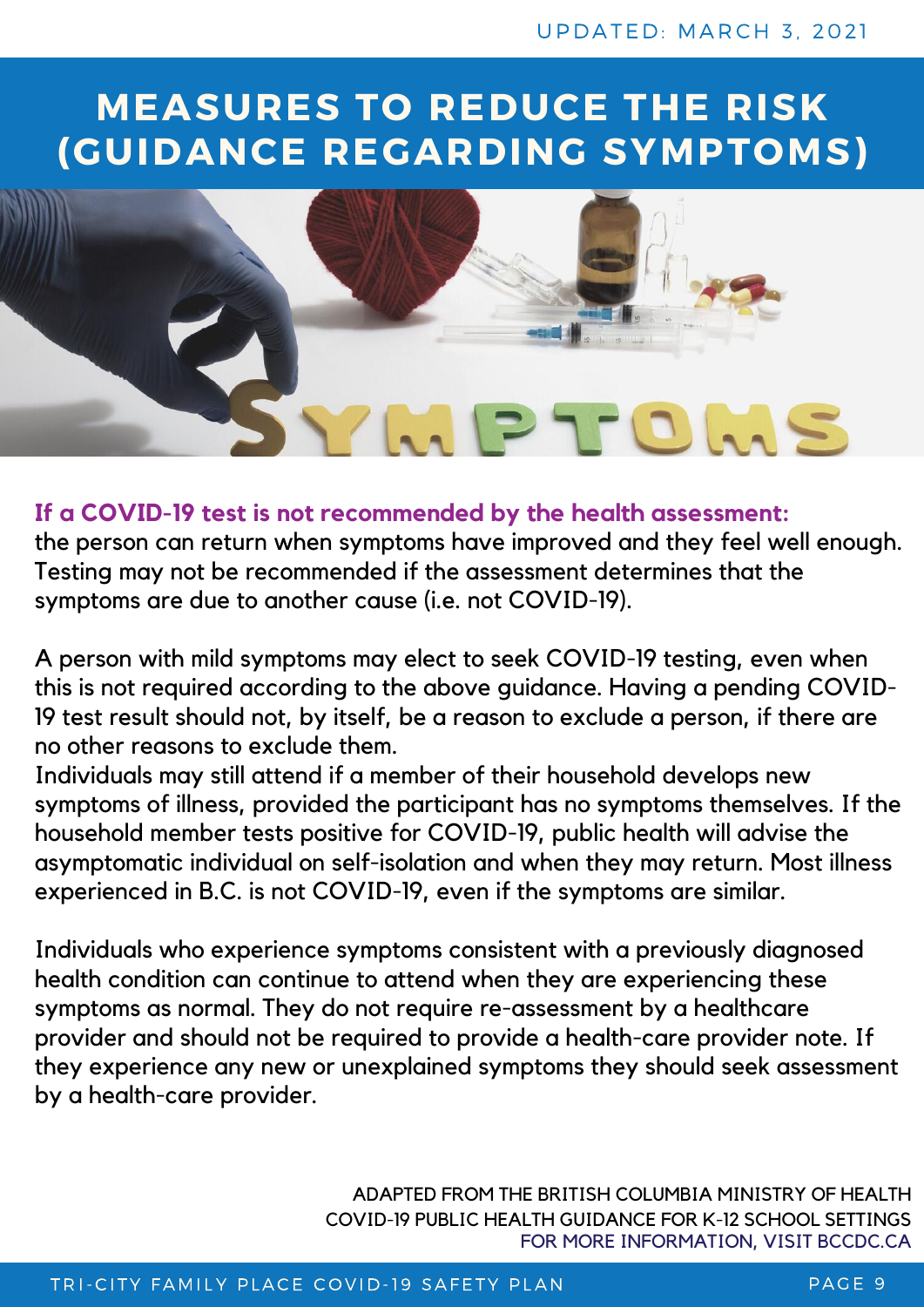UPDATED: MARCH 3, 2021

# MEASURES TO REDUCE THE RISK (GUIDANCE REGARDING SYMPTOMS)

**If a COVID-19 test is not recommended by the health assessment:** the person can return when symptoms have improved and they feel well enough. Testing may not be recommended if the assessment determines that the symptoms are due to another cause (i.e. not COVID-19).

A person with mild symptoms may elect to seek COVID-19 testing, even when this is not required according to the above guidance. Having a pending COVID-19 test result should not, by itself, be a reason to exclude a person, if there are no other reasons to exclude them.

Individuals may still attend if a member of their household develops new symptoms of illness, provided the participant has no symptoms themselves. If the household member tests positive for COVID-19, public health will advise the asymptomatic individual on self-isolation and when they may return. Most illness experienced in B.C. is not COVID-19, even if the symptoms are similar.

Individuals who experience symptoms consistent with a previously diagnosed health condition can continue to attend when they are experiencing these symptoms as normal. They do not require re-assessment by a healthcare provider and should not be required to provide a health-care provider note. If they experience any new or unexplained symptoms they should seek assessment by a health-care provider.

ADAPTED FROM THE BRITISH COLUMBIA MINISTRY OF HEALTH COVID-19 PUBLIC HEALTH GUIDANCE FOR K-12 SCHOOL SETTINGS
FOR MORE INFORMATION, VISIT BCCDC.CA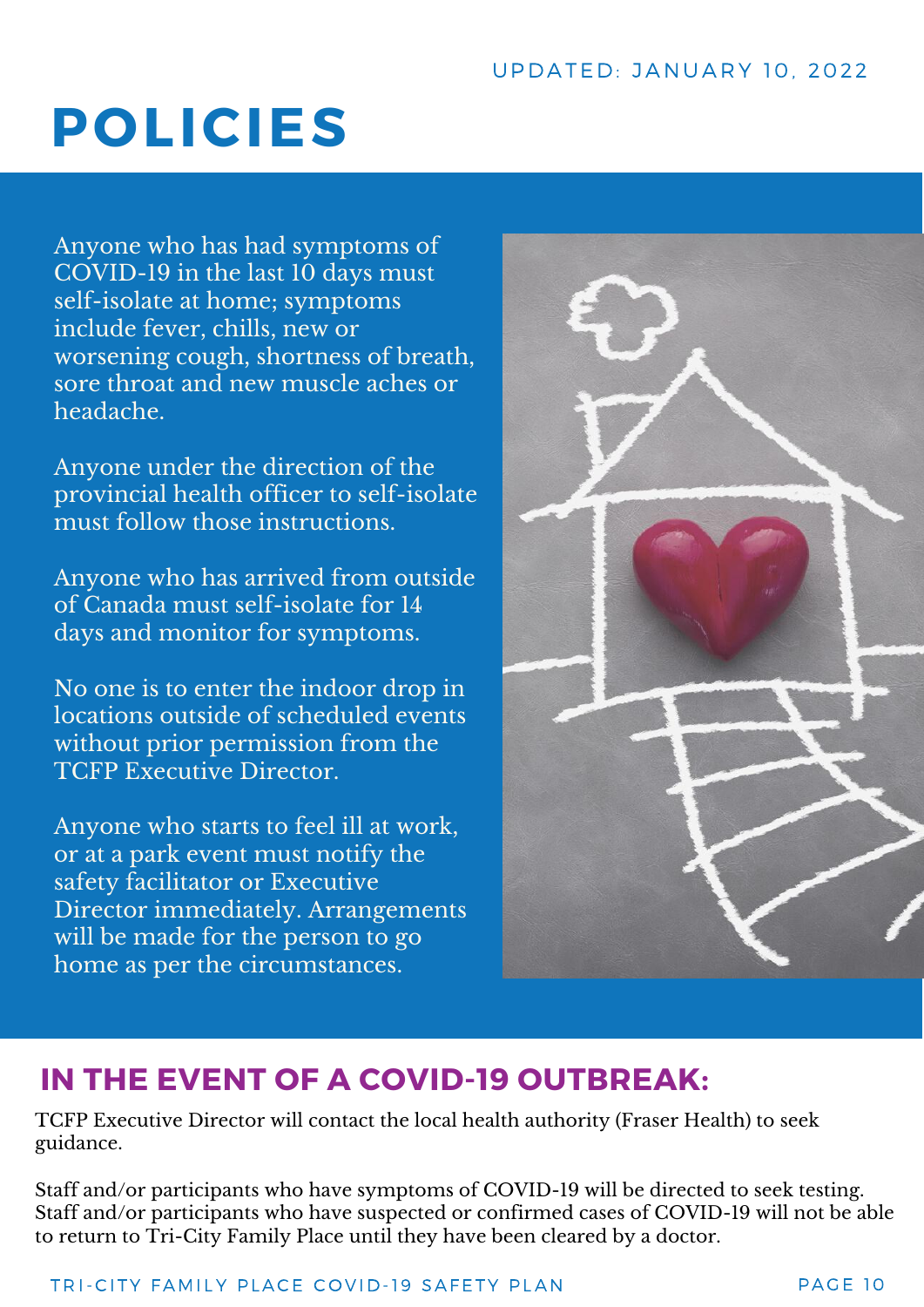UPDATED: JANUARY 10, 2022

# POLICIES

Anyone who has had symptoms of COVID-19 in the last 10 days must self-isolate at home; symptoms include fever, chills, new or worsening cough, shortness of breath, sore throat and new muscle aches or headache.

Anyone under the direction of the provincial health officer to self-isolate must follow those instructions.

Anyone who has arrived from outside of Canada must self-isolate for 14 days and monitor for symptoms.

No one is to enter the indoor drop in locations outside of scheduled events without prior permission from the TCFP Executive Director.

Anyone who starts to feel ill at work, or at a park event must notify the safety facilitator or Executive Director immediately. Arrangements will be made for the person to go home as per the circumstances.

## IN THE EVENT OF A COVID-19 OUTBREAK:

TCFP Executive Director will contact the local health authority (Fraser Health) to seek guidance.

Staff and/or participants who have symptoms of COVID-19 will be directed to seek testing. Staff and/or participants who have suspected or confirmed cases of COVID-19 will not be able to return to Tri-City Family Place until they have been cleared by a doctor.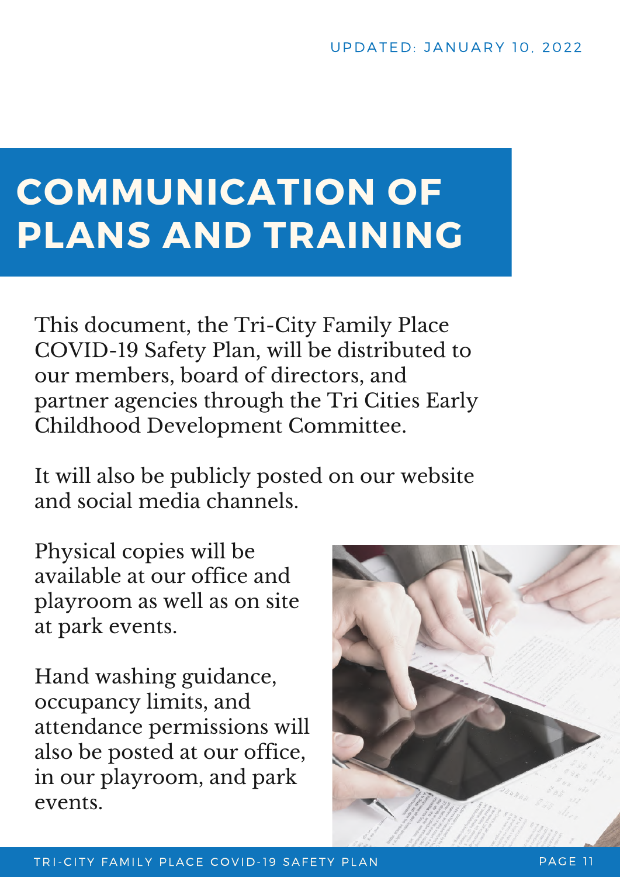UPDATED: JANUARY 10, 2022

# COMMUNICATION OF PLANS AND TRAINING

This document, the Tri-City Family Place COVID-19 Safety Plan, will be distributed to our members, board of directors, and partner agencies through the Tri Cities Early Childhood Development Committee.

It will also be publicly posted on our website and social media channels.

Physical copies will be available at our office and playroom as well as on site at park events.

Hand washing guidance, occupancy limits, and attendance permissions will also be posted at our office, in our playroom, and park events.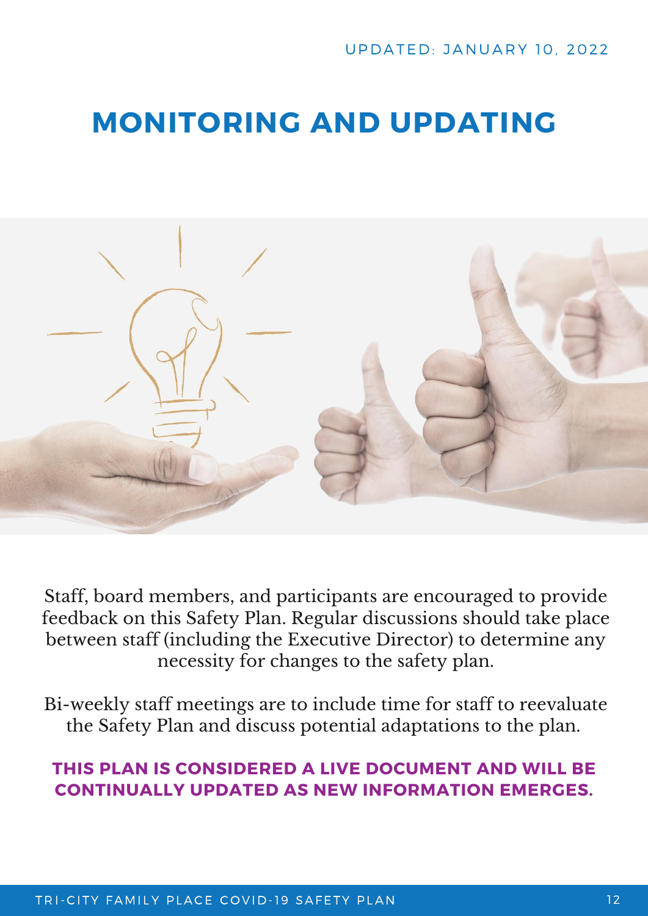UPDATED: JANUARY 10, 2022

# MONITORING AND UPDATING

Staff, board members, and participants are encouraged to provide feedback on this Safety Plan. Regular discussions should take place between staff (including the Executive Director) to determine any necessity for changes to the safety plan.

Bi-weekly staff meetings are to include time for staff to reevaluate the Safety Plan and discuss potential adaptations to the plan.

**THIS PLAN IS CONSIDERED A LIVE DOCUMENT AND WILL BE CONTINUALLY UPDATED AS NEW INFORMATION EMERGES.**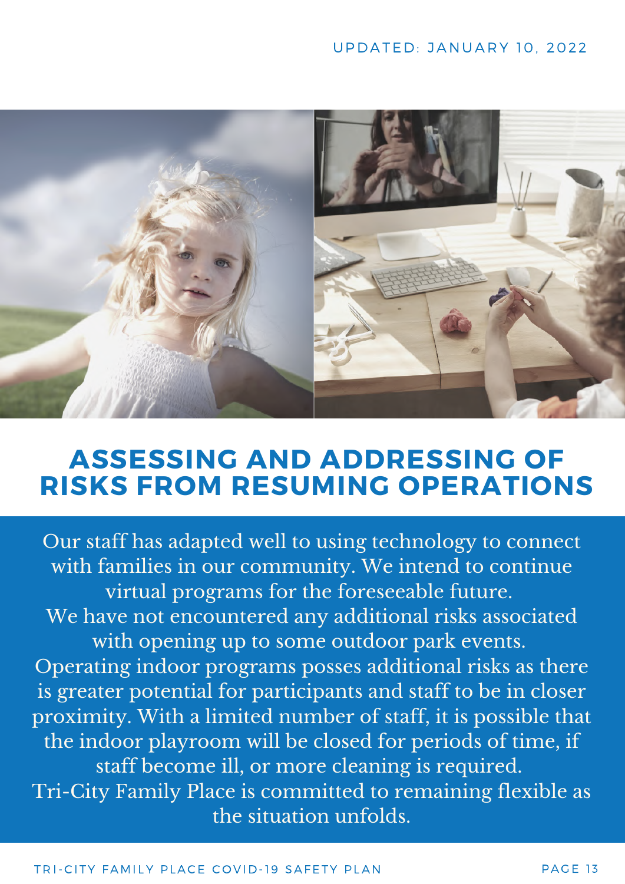UPDATED: JANUARY 10, 2022

# ASSESSING AND ADDRESSING OF RISKS FROM RESUMING OPERATIONS

Our staff has adapted well to using technology to connect with families in our community. We intend to continue virtual programs for the foreseeable future.

We have not encountered any additional risks associated with opening up to some outdoor park events.

Operating indoor programs posses additional risks as there is greater potential for participants and staff to be in closer proximity. With a limited number of staff, it is possible that the indoor playroom will be closed for periods of time, if staff become ill, or more cleaning is required.

Tri-City Family Place is committed to remaining flexible as the situation unfolds.